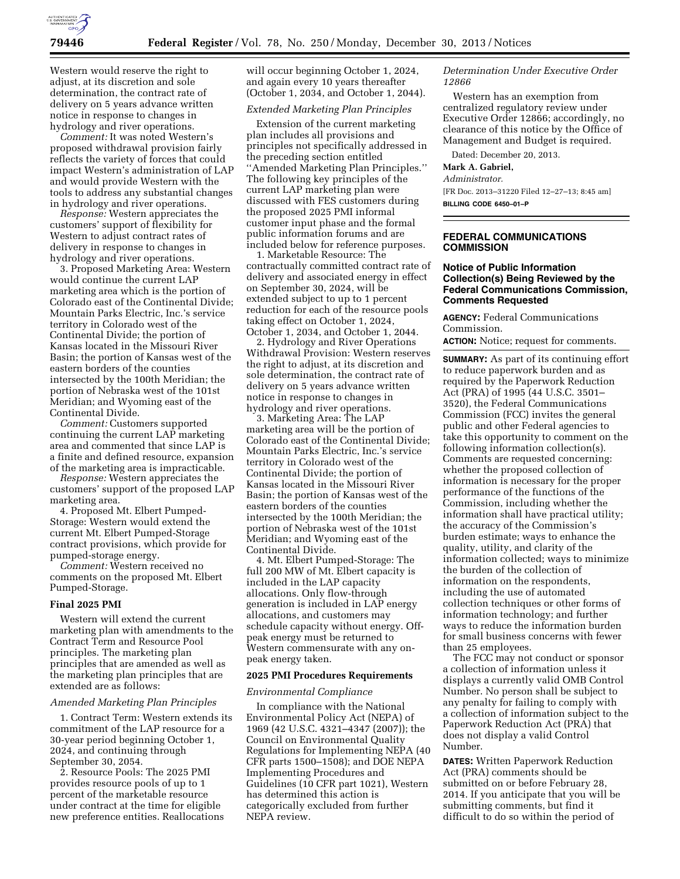Western would reserve the right to adjust, at its discretion and sole determination, the contract rate of delivery on 5 years advance written notice in response to changes in hydrology and river operations.

*Comment:* It was noted Western's proposed withdrawal provision fairly reflects the variety of forces that could impact Western's administration of LAP and would provide Western with the tools to address any substantial changes in hydrology and river operations.

*Response:* Western appreciates the customers' support of flexibility for Western to adjust contract rates of delivery in response to changes in hydrology and river operations.

3. Proposed Marketing Area: Western would continue the current LAP marketing area which is the portion of Colorado east of the Continental Divide; Mountain Parks Electric, Inc.'s service territory in Colorado west of the Continental Divide; the portion of Kansas located in the Missouri River Basin; the portion of Kansas west of the eastern borders of the counties intersected by the 100th Meridian; the portion of Nebraska west of the 101st Meridian; and Wyoming east of the Continental Divide.

*Comment:* Customers supported continuing the current LAP marketing area and commented that since LAP is a finite and defined resource, expansion of the marketing area is impracticable.

*Response:* Western appreciates the customers' support of the proposed LAP marketing area.

4. Proposed Mt. Elbert Pumped-Storage: Western would extend the current Mt. Elbert Pumped-Storage contract provisions, which provide for pumped-storage energy.

*Comment:* Western received no comments on the proposed Mt. Elbert Pumped-Storage.

## Final 2025 PMI

Western will extend the current marketing plan with amendments to the Contract Term and Resource Pool principles. The marketing plan principles that are amended as well as the marketing plan principles that are extended are as follows:

### *Amended Marketing Plan Principles*

1. Contract Term: Western extends its commitment of the LAP resource for a 30-year period beginning October 1, 2024, and continuing through September 30, 2054.

2. Resource Pools: The 2025 PMI provides resource pools of up to 1 percent of the marketable resource under contract at the time for eligible new preference entities. Reallocations will occur beginning October 1, 2024, and again every 10 years thereafter (October 1, 2034, and October 1, 2044).

### *Extended Marketing Plan Principles*

Extension of the current marketing plan includes all provisions and principles not specifically addressed in the preceding section entitled ''Amended Marketing Plan Principles.'' The following key principles of the current LAP marketing plan were discussed with FES customers during the proposed 2025 PMI informal customer input phase and the formal public information forums and are included below for reference purposes.

1. Marketable Resource: The contractually committed contract rate of delivery and associated energy in effect on September 30, 2024, will be extended subject to up to 1 percent reduction for each of the resource pools taking effect on October 1, 2024, October 1, 2034, and October 1, 2044.

2. Hydrology and River Operations Withdrawal Provision: Western reserves the right to adjust, at its discretion and sole determination, the contract rate of delivery on 5 years advance written notice in response to changes in hydrology and river operations.

3. Marketing Area: The LAP marketing area will be the portion of Colorado east of the Continental Divide; Mountain Parks Electric, Inc.'s service territory in Colorado west of the Continental Divide; the portion of Kansas located in the Missouri River Basin; the portion of Kansas west of the eastern borders of the counties intersected by the 100th Meridian; the portion of Nebraska west of the 101st Meridian; and Wyoming east of the Continental Divide.

4. Mt. Elbert Pumped-Storage: The full 200 MW of Mt. Elbert capacity is included in the LAP capacity allocations. Only flow-through generation is included in LAP energy allocations, and customers may schedule capacity without energy. Off-peak energy must be returned to Western commensurate with any on-peak energy taken.

## 2025 PMI Procedures Requirements

### *Environmental Compliance*

In compliance with the National Environmental Policy Act (NEPA) of 1969 (42 U.S.C. 4321–4347 (2007)); the Council on Environmental Quality Regulations for Implementing NEPA (40 CFR parts 1500–1508); and DOE NEPA Implementing Procedures and Guidelines (10 CFR part 1021), Western has determined this action is categorically excluded from further NEPA review.

### *Determination Under Executive Order 12866*

Western has an exemption from centralized regulatory review under Executive Order 12866; accordingly, no clearance of this notice by the Office of Management and Budget is required.

Dated: December 20, 2013.

**Mark A. Gabriel,**

*Administrator.*

[FR Doc. 2013–31220 Filed 12–27–13; 8:45 am]

**BILLING CODE 6450–01–P**

---

# FEDERAL COMMUNICATIONS COMMISSION

## Notice of Public Information Collection(s) Being Reviewed by the Federal Communications Commission, Comments Requested

**AGENCY:** Federal Communications Commission.

**ACTION:** Notice; request for comments.

**SUMMARY:** As part of its continuing effort to reduce paperwork burden and as required by the Paperwork Reduction Act (PRA) of 1995 (44 U.S.C. 3501–3520), the Federal Communications Commission (FCC) invites the general public and other Federal agencies to take this opportunity to comment on the following information collection(s). Comments are requested concerning: whether the proposed collection of information is necessary for the proper performance of the functions of the Commission, including whether the information shall have practical utility; the accuracy of the Commission's burden estimate; ways to enhance the quality, utility, and clarity of the information collected; ways to minimize the burden of the collection of information on the respondents, including the use of automated collection techniques or other forms of information technology; and further ways to reduce the information burden for small business concerns with fewer than 25 employees.

The FCC may not conduct or sponsor a collection of information unless it displays a currently valid OMB Control Number. No person shall be subject to any penalty for failing to comply with a collection of information subject to the Paperwork Reduction Act (PRA) that does not display a valid Control Number.

**DATES:** Written Paperwork Reduction Act (PRA) comments should be submitted on or before February 28, 2014. If you anticipate that you will be submitting comments, but find it difficult to do so within the period of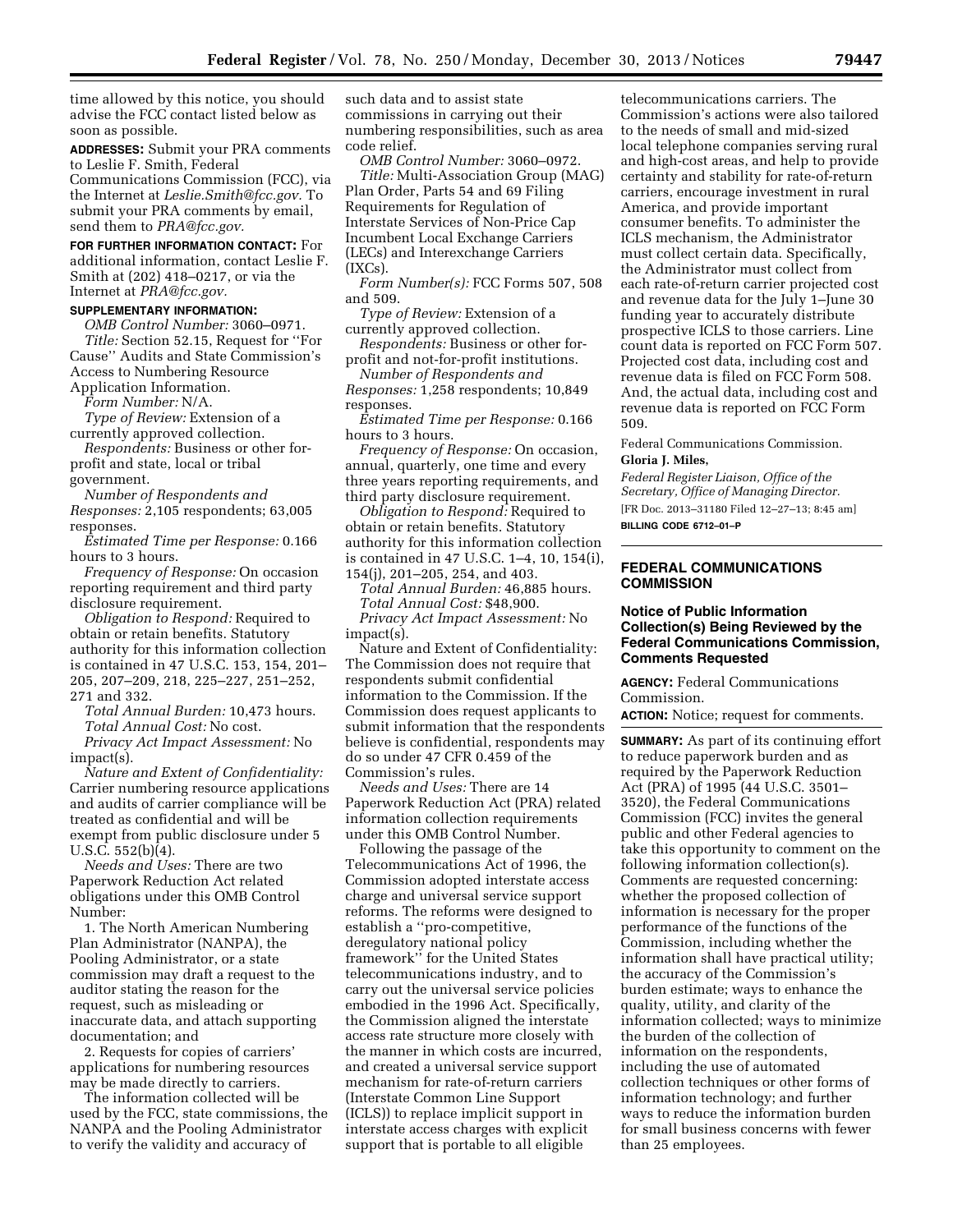time allowed by this notice, you should advise the FCC contact listed below as soon as possible.

**ADDRESSES:** Submit your PRA comments to Leslie F. Smith, Federal Communications Commission (FCC), via the Internet at *Leslie.Smith@fcc.gov.* To submit your PRA comments by email, send them to *PRA@fcc.gov.*

**FOR FURTHER INFORMATION CONTACT:** For additional information, contact Leslie F. Smith at (202) 418–0217, or via the Internet at *PRA@fcc.gov.*

**SUPPLEMENTARY INFORMATION:**

*OMB Control Number:* 3060–0971.

*Title:* Section 52.15, Request for ''For Cause'' Audits and State Commission's Access to Numbering Resource Application Information.

*Form Number:* N/A.

*Type of Review:* Extension of a currently approved collection.

*Respondents:* Business or other for-profit and state, local or tribal government.

*Number of Respondents and Responses:* 2,105 respondents; 63,005 responses.

*Estimated Time per Response:* 0.166 hours to 3 hours.

*Frequency of Response:* On occasion reporting requirement and third party disclosure requirement.

*Obligation to Respond:* Required to obtain or retain benefits. Statutory authority for this information collection is contained in 47 U.S.C. 153, 154, 201–205, 207–209, 218, 225–227, 251–252, 271 and 332.

*Total Annual Burden:* 10,473 hours.

*Total Annual Cost:* No cost.

*Privacy Act Impact Assessment:* No impact(s).

*Nature and Extent of Confidentiality:* Carrier numbering resource applications and audits of carrier compliance will be treated as confidential and will be exempt from public disclosure under 5 U.S.C. 552(b)(4).

*Needs and Uses:* There are two Paperwork Reduction Act related obligations under this OMB Control Number:

1. The North American Numbering Plan Administrator (NANPA), the Pooling Administrator, or a state commission may draft a request to the auditor stating the reason for the request, such as misleading or inaccurate data, and attach supporting documentation; and

2. Requests for copies of carriers' applications for numbering resources may be made directly to carriers.

The information collected will be used by the FCC, state commissions, the NANPA and the Pooling Administrator to verify the validity and accuracy of such data and to assist state commissions in carrying out their numbering responsibilities, such as area code relief.

*OMB Control Number:* 3060–0972.

*Title:* Multi-Association Group (MAG) Plan Order, Parts 54 and 69 Filing Requirements for Regulation of Interstate Services of Non-Price Cap Incumbent Local Exchange Carriers (LECs) and Interexchange Carriers (IXCs).

*Form Number(s):* FCC Forms 507, 508 and 509.

*Type of Review:* Extension of a currently approved collection.

*Respondents:* Business or other for-profit and not-for-profit institutions.

*Number of Respondents and Responses:* 1,258 respondents; 10,849 responses.

*Estimated Time per Response:* 0.166 hours to 3 hours.

*Frequency of Response:* On occasion, annual, quarterly, one time and every three years reporting requirements, and third party disclosure requirement.

*Obligation to Respond:* Required to obtain or retain benefits. Statutory authority for this information collection is contained in 47 U.S.C. 1–4, 10, 154(i), 154(j), 201–205, 254, and 403.

*Total Annual Burden:* 46,885 hours.

*Total Annual Cost:* $48,900.

*Privacy Act Impact Assessment:* No impact(s).

Nature and Extent of Confidentiality: The Commission does not require that respondents submit confidential information to the Commission. If the Commission does request applicants to submit information that the respondents believe is confidential, respondents may do so under 47 CFR 0.459 of the Commission's rules.

*Needs and Uses:* There are 14 Paperwork Reduction Act (PRA) related information collection requirements under this OMB Control Number.

Following the passage of the Telecommunications Act of 1996, the Commission adopted interstate access charge and universal service support reforms. The reforms were designed to establish a ''pro-competitive, deregulatory national policy framework'' for the United States telecommunications industry, and to carry out the universal service policies embodied in the 1996 Act. Specifically, the Commission aligned the interstate access rate structure more closely with the manner in which costs are incurred, and created a universal service support mechanism for rate-of-return carriers (Interstate Common Line Support (ICLS)) to replace implicit support in interstate access charges with explicit support that is portable to all eligible telecommunications carriers. The Commission's actions were also tailored to the needs of small and mid-sized local telephone companies serving rural and high-cost areas, and help to provide certainty and stability for rate-of-return carriers, encourage investment in rural America, and provide important consumer benefits. To administer the ICLS mechanism, the Administrator must collect certain data. Specifically, the Administrator must collect from each rate-of-return carrier projected cost and revenue data for the July 1–June 30 funding year to accurately distribute prospective ICLS to those carriers. Line count data is reported on FCC Form 507. Projected cost data, including cost and revenue data is filed on FCC Form 508. And, the actual data, including cost and revenue data is reported on FCC Form 509.

Federal Communications Commission.

**Gloria J. Miles,**

*Federal Register Liaison, Office of the Secretary, Office of Managing Director.*

[FR Doc. 2013–31180 Filed 12–27–13; 8:45 am]

**BILLING CODE 6712–01–P**

## FEDERAL COMMUNICATIONS COMMISSION

### Notice of Public Information Collection(s) Being Reviewed by the Federal Communications Commission, Comments Requested

**AGENCY:** Federal Communications Commission.

**ACTION:** Notice; request for comments.

**SUMMARY:** As part of its continuing effort to reduce paperwork burden and as required by the Paperwork Reduction Act (PRA) of 1995 (44 U.S.C. 3501–3520), the Federal Communications Commission (FCC) invites the general public and other Federal agencies to take this opportunity to comment on the following information collection(s). Comments are requested concerning: whether the proposed collection of information is necessary for the proper performance of the functions of the Commission, including whether the information shall have practical utility; the accuracy of the Commission's burden estimate; ways to enhance the quality, utility, and clarity of the information collected; ways to minimize the burden of the collection of information on the respondents, including the use of automated collection techniques or other forms of information technology; and further ways to reduce the information burden for small business concerns with fewer than 25 employees.